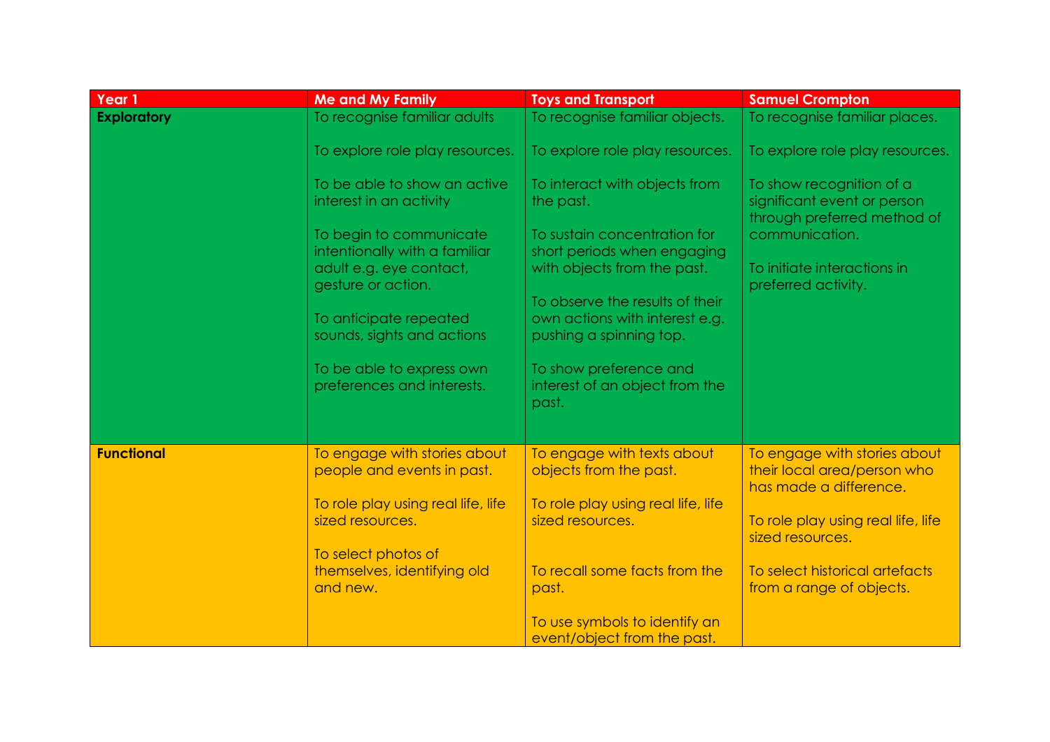| Year 1 | Me and My Family | Toys and Transport | Samuel Crompton |
|---|---|---|---|
| **Exploratory** | To recognise familiar adults<br><br>To explore role play resources.<br><br>To be able to show an active interest in an activity<br><br>To begin to communicate intentionally with a familiar adult e.g. eye contact, gesture or action.<br><br>To anticipate repeated sounds, sights and actions<br><br>To be able to express own preferences and interests. | To recognise familiar objects.<br><br>To explore role play resources.<br><br>To interact with objects from the past.<br><br>To sustain concentration for short periods when engaging with objects from the past.<br><br>To observe the results of their own actions with interest e.g. pushing a spinning top.<br><br>To show preference and interest of an object from the past. | To recognise familiar places.<br><br>To explore role play resources.<br><br>To show recognition of a significant event or person through preferred method of communication.<br><br>To initiate interactions in preferred activity. |
| **Functional** | To engage with stories about people and events in past.<br><br>To role play using real life, life sized resources.<br><br>To select photos of themselves, identifying old and new. | To engage with texts about objects from the past.<br><br>To role play using real life, life sized resources.<br><br>To recall some facts from the past.<br><br>To use symbols to identify an event/object from the past. | To engage with stories about their local area/person who has made a difference.<br><br>To role play using real life, life sized resources.<br><br>To select historical artefacts from a range of objects. |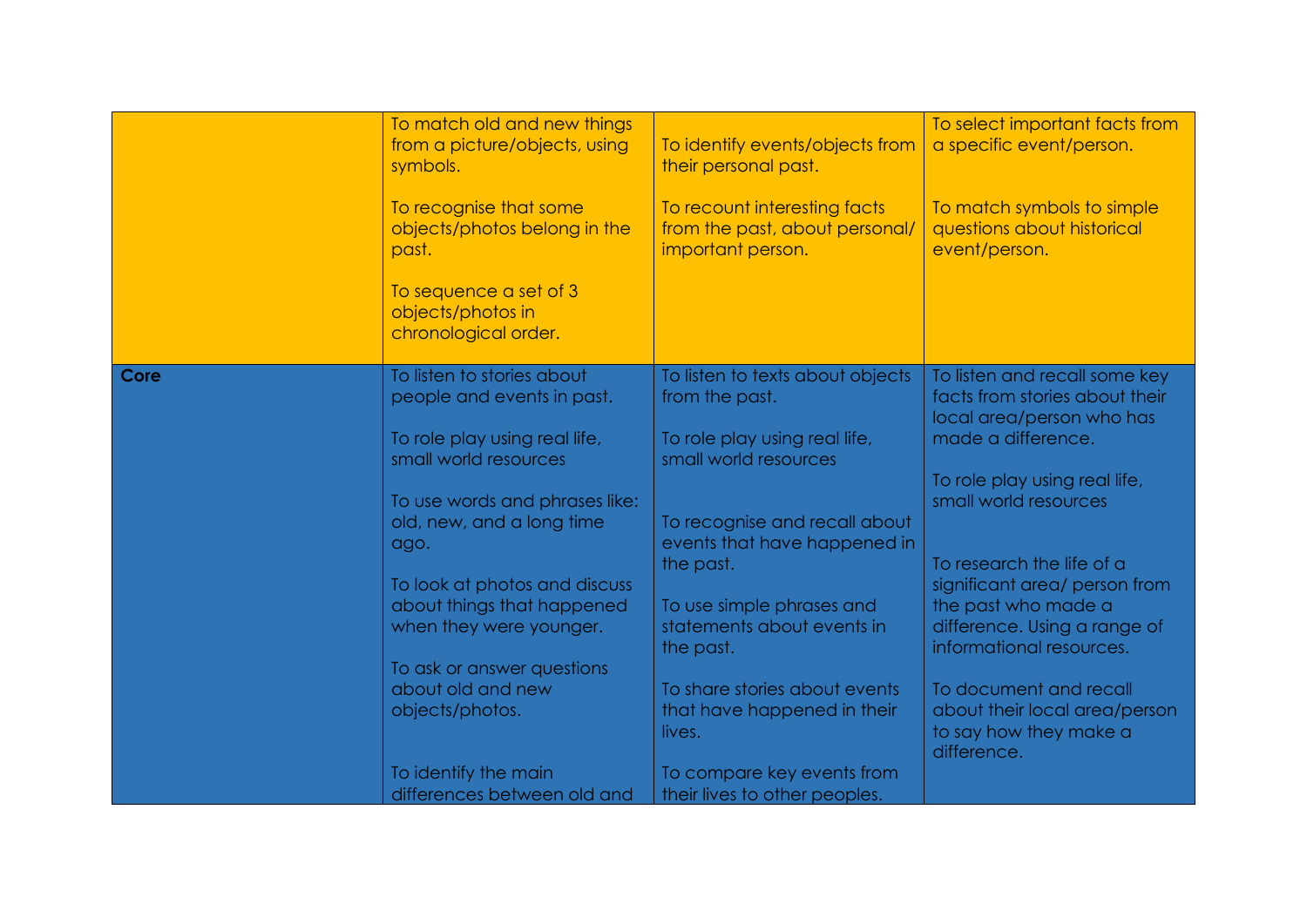|  |  |  |  |
|---|---|---|---|
|  | To match old and new things from a picture/objects, using symbols.<br><br>To recognise that some objects/photos belong in the past.<br><br>To sequence a set of 3 objects/photos in chronological order. | To identify events/objects from their personal past.<br><br>To recount interesting facts from the past, about personal/ important person. | To select important facts from a specific event/person.<br><br>To match symbols to simple questions about historical event/person. |
| **Core** | To listen to stories about people and events in past.<br><br>To role play using real life, small world resources<br><br>To use words and phrases like: old, new, and a long time ago.<br><br>To look at photos and discuss about things that happened when they were younger.<br><br>To ask or answer questions about old and new objects/photos.<br><br>To identify the main differences between old and | To listen to texts about objects from the past.<br><br>To role play using real life, small world resources<br><br>To recognise and recall about events that have happened in the past.<br><br>To use simple phrases and statements about events in the past.<br><br>To share stories about events that have happened in their lives.<br><br>To compare key events from their lives to other peoples. | To listen and recall some key facts from stories about their local area/person who has made a difference.<br><br>To role play using real life, small world resources<br><br>To research the life of a significant area/ person from the past who made a difference. Using a range of informational resources.<br><br>To document and recall about their local area/person to say how they make a difference. |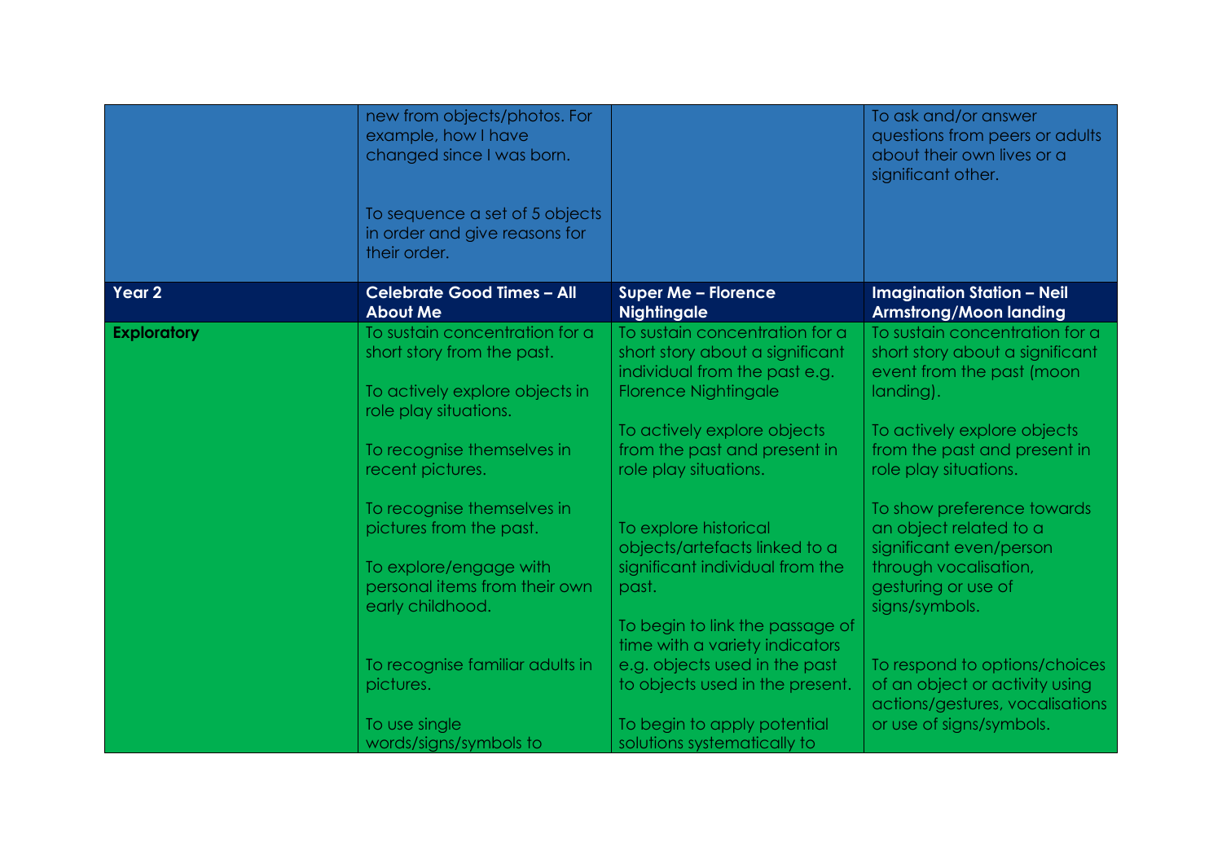| | | | |
|---|---|---|---|
| | new from objects/photos. For example, how I have changed since I was born.<br><br>To sequence a set of 5 objects in order and give reasons for their order. | | To ask and/or answer questions from peers or adults about their own lives or a significant other. |
| **Year 2** | **Celebrate Good Times – All About Me** | **Super Me – Florence Nightingale** | **Imagination Station – Neil Armstrong/Moon landing** |
| **Exploratory** | To sustain concentration for a short story from the past.<br><br>To actively explore objects in role play situations.<br><br>To recognise themselves in recent pictures.<br><br>To recognise themselves in pictures from the past.<br><br>To explore/engage with personal items from their own early childhood.<br><br>To recognise familiar adults in pictures.<br><br>To use single words/signs/symbols to | To sustain concentration for a short story about a significant individual from the past e.g. Florence Nightingale<br><br>To actively explore objects from the past and present in role play situations.<br><br>To explore historical objects/artefacts linked to a significant individual from the past.<br><br>To begin to link the passage of time with a variety indicators e.g. objects used in the past to objects used in the present.<br><br>To begin to apply potential solutions systematically to | To sustain concentration for a short story about a significant event from the past (moon landing).<br><br>To actively explore objects from the past and present in role play situations.<br><br>To show preference towards an object related to a significant even/person through vocalisation, gesturing or use of signs/symbols.<br><br>To respond to options/choices of an object or activity using actions/gestures, vocalisations or use of signs/symbols. |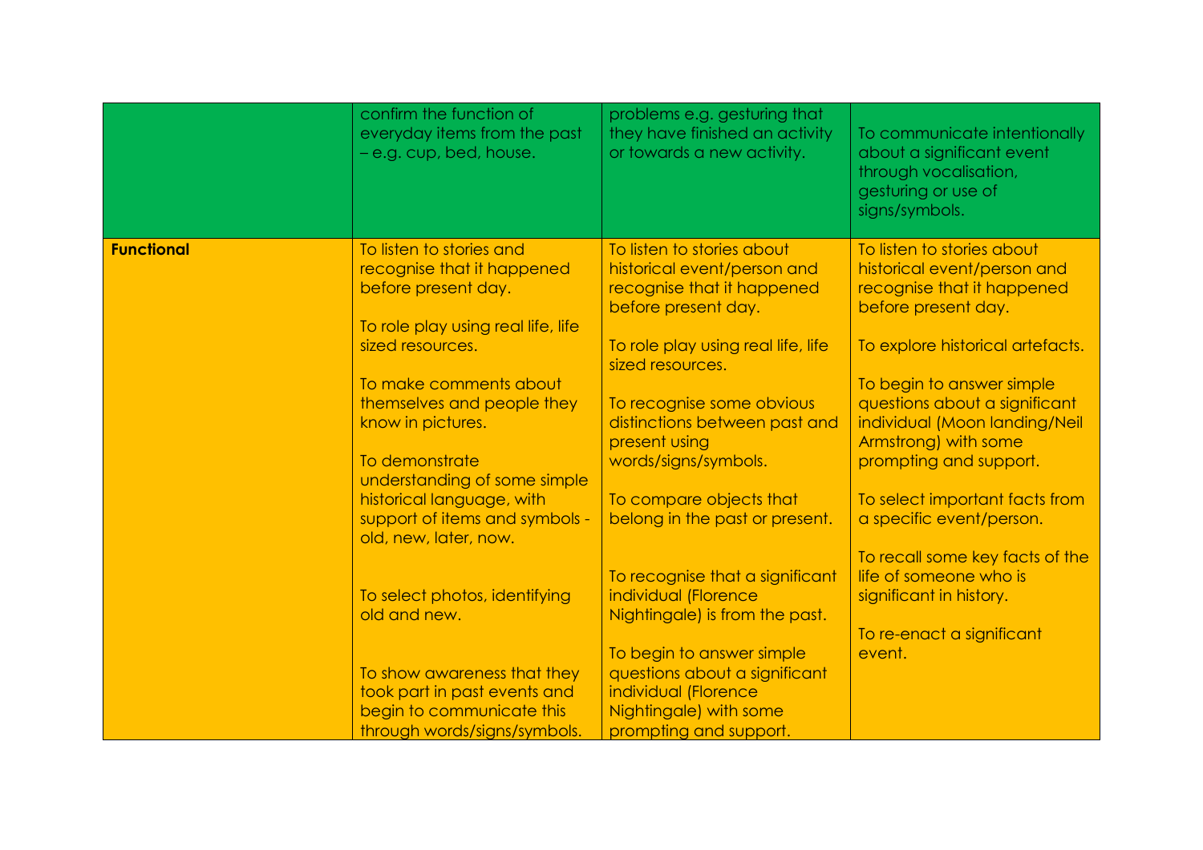|  |  |  |  |
|---|---|---|---|
|  | confirm the function of everyday items from the past – e.g. cup, bed, house. | problems e.g. gesturing that they have finished an activity or towards a new activity. | To communicate intentionally about a significant event through vocalisation, gesturing or use of signs/symbols. |
| **Functional** | To listen to stories and recognise that it happened before present day.<br><br>To role play using real life, life sized resources.<br><br>To make comments about themselves and people they know in pictures.<br><br>To demonstrate understanding of some simple historical language, with support of items and symbols - old, new, later, now.<br><br>To select photos, identifying old and new.<br><br>To show awareness that they took part in past events and begin to communicate this through words/signs/symbols. | To listen to stories about historical event/person and recognise that it happened before present day.<br><br>To role play using real life, life sized resources.<br><br>To recognise some obvious distinctions between past and present using words/signs/symbols.<br><br>To compare objects that belong in the past or present.<br><br>To recognise that a significant individual (Florence Nightingale) is from the past.<br><br>To begin to answer simple questions about a significant individual (Florence Nightingale) with some prompting and support. | To listen to stories about historical event/person and recognise that it happened before present day.<br><br>To explore historical artefacts.<br><br>To begin to answer simple questions about a significant individual (Moon landing/Neil Armstrong) with some prompting and support.<br><br>To select important facts from a specific event/person.<br><br>To recall some key facts of the life of someone who is significant in history.<br><br>To re-enact a significant event. |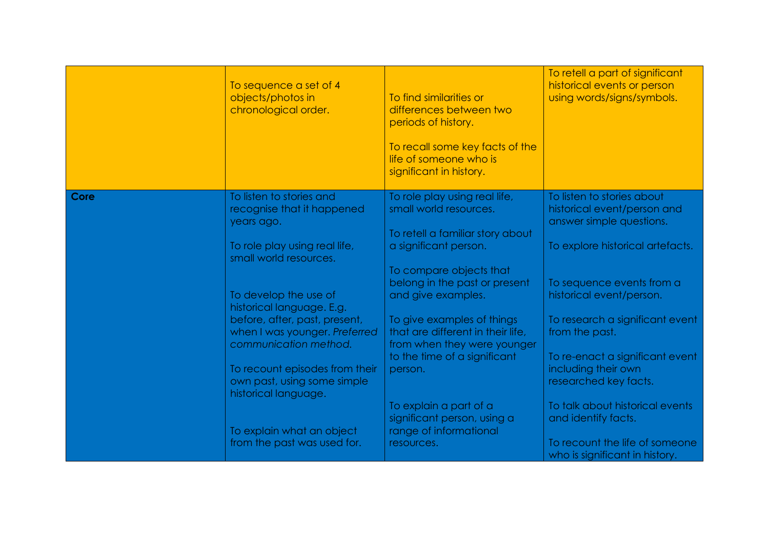| | | | |
|---|---|---|---|
| | To sequence a set of 4 objects/photos in chronological order. | To find similarities or differences between two periods of history.<br><br>To recall some key facts of the life of someone who is significant in history. | To retell a part of significant historical events or person using words/signs/symbols. |
| **Core** | To listen to stories and recognise that it happened years ago.<br><br>To role play using real life, small world resources.<br><br>To develop the use of historical language. E.g. before, after, past, present, when I was younger. *Preferred communication method.*<br><br>To recount episodes from their own past, using some simple historical language.<br><br>To explain what an object from the past was used for. | To role play using real life, small world resources.<br><br>To retell a familiar story about a significant person.<br><br>To compare objects that belong in the past or present and give examples.<br><br>To give examples of things that are different in their life, from when they were younger to the time of a significant person.<br><br>To explain a part of a significant person, using a range of informational resources. | To listen to stories about historical event/person and answer simple questions.<br><br>To explore historical artefacts.<br><br>To sequence events from a historical event/person.<br><br>To research a significant event from the past.<br><br>To re-enact a significant event including their own researched key facts.<br><br>To talk about historical events and identify facts.<br><br>To recount the life of someone who is significant in history. |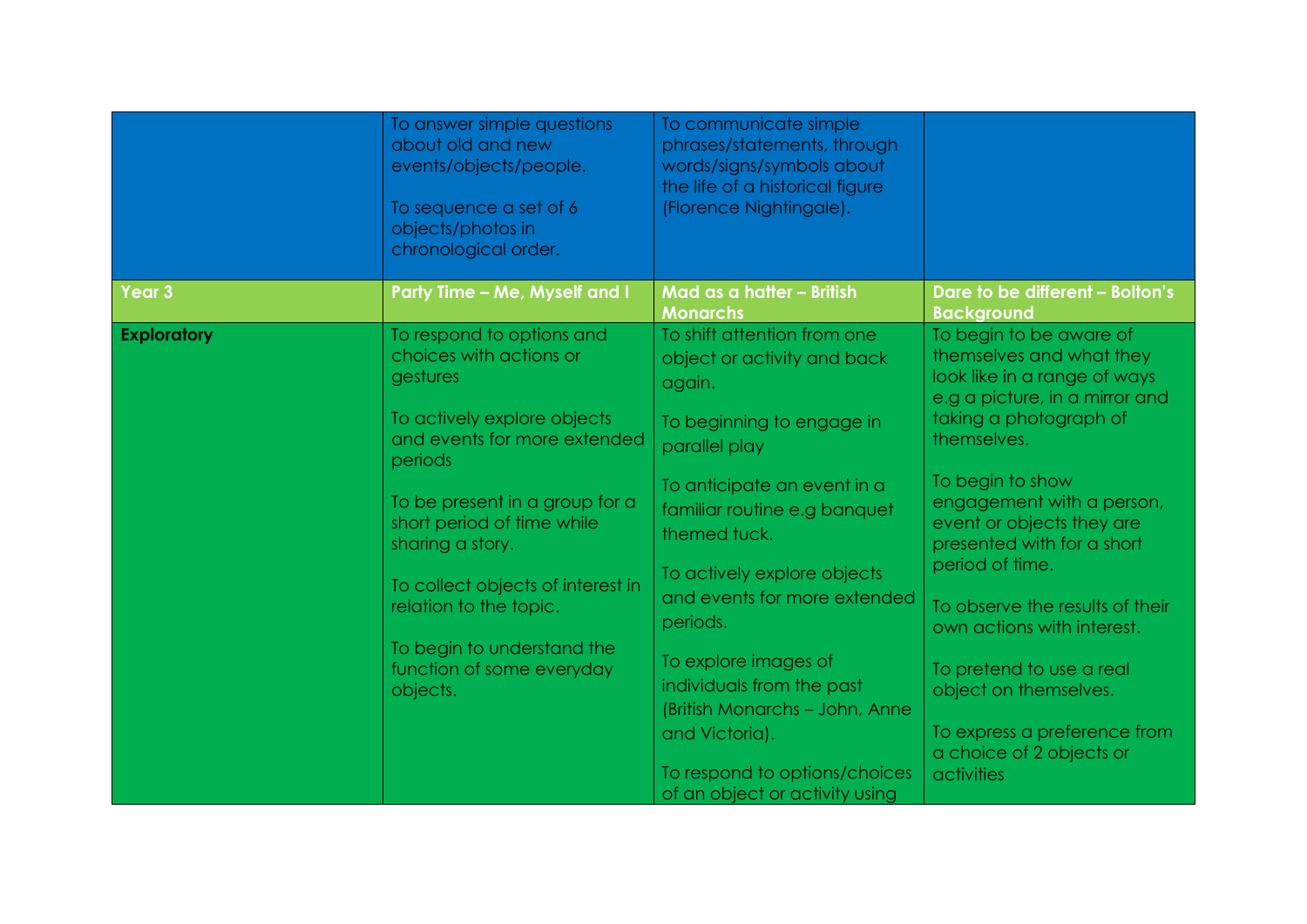|  |  |  |  |
|---|---|---|---|
|  | To answer simple questions about old and new events/objects/people.<br><br>To sequence a set of 6 objects/photos in chronological order. | To communicate simple phrases/statements, through words/signs/symbols about the life of a historical figure (Florence Nightingale). |  |
| **Year 3** | **Party Time – Me, Myself and I** | **Mad as a hatter – British Monarchs** | **Dare to be different – Bolton's Background** |
| **Exploratory** | To respond to options and choices with actions or gestures<br><br>To actively explore objects and events for more extended periods<br><br>To be present in a group for a short period of time while sharing a story.<br><br>To collect objects of interest in relation to the topic.<br><br>To begin to understand the function of some everyday objects. | To shift attention from one object or activity and back again.<br><br>To beginning to engage in parallel play<br><br>To anticipate an event in a familiar routine e.g banquet themed tuck.<br><br>To actively explore objects and events for more extended periods.<br><br>To explore images of individuals from the past (British Monarchs – John, Anne and Victoria).<br><br>To respond to options/choices of an object or activity using | To begin to be aware of themselves and what they look like in a range of ways e.g a picture, in a mirror and taking a photograph of themselves.<br><br>To begin to show engagement with a person, event or objects they are presented with for a short period of time.<br><br>To observe the results of their own actions with interest.<br><br>To pretend to use a real object on themselves.<br><br>To express a preference from a choice of 2 objects or activities |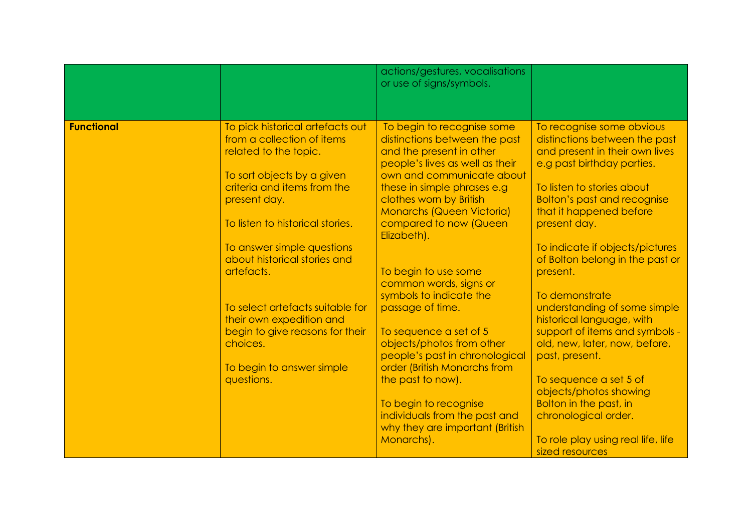|  |  | actions/gestures, vocalisations or use of signs/symbols. |  |
|---|---|---|---|
| **Functional** | To pick historical artefacts out from a collection of items related to the topic.<br><br>To sort objects by a given criteria and items from the present day.<br><br>To listen to historical stories.<br><br>To answer simple questions about historical stories and artefacts.<br><br>To select artefacts suitable for their own expedition and begin to give reasons for their choices.<br><br>To begin to answer simple questions. | To begin to recognise some distinctions between the past and the present in other people's lives as well as their own and communicate about these in simple phrases e.g clothes worn by British Monarchs (Queen Victoria) compared to now (Queen Elizabeth).<br><br>To begin to use some common words, signs or symbols to indicate the passage of time.<br><br>To sequence a set of 5 objects/photos from other people's past in chronological order (British Monarchs from the past to now).<br><br>To begin to recognise individuals from the past and why they are important (British Monarchs). | To recognise some obvious distinctions between the past and present in their own lives e.g past birthday parties.<br><br>To listen to stories about Bolton's past and recognise that it happened before present day.<br><br>To indicate if objects/pictures of Bolton belong in the past or present.<br><br>To demonstrate understanding of some simple historical language, with support of items and symbols - old, new, later, now, before, past, present.<br><br>To sequence a set 5 of objects/photos showing Bolton in the past, in chronological order.<br><br>To role play using real life, life sized resources |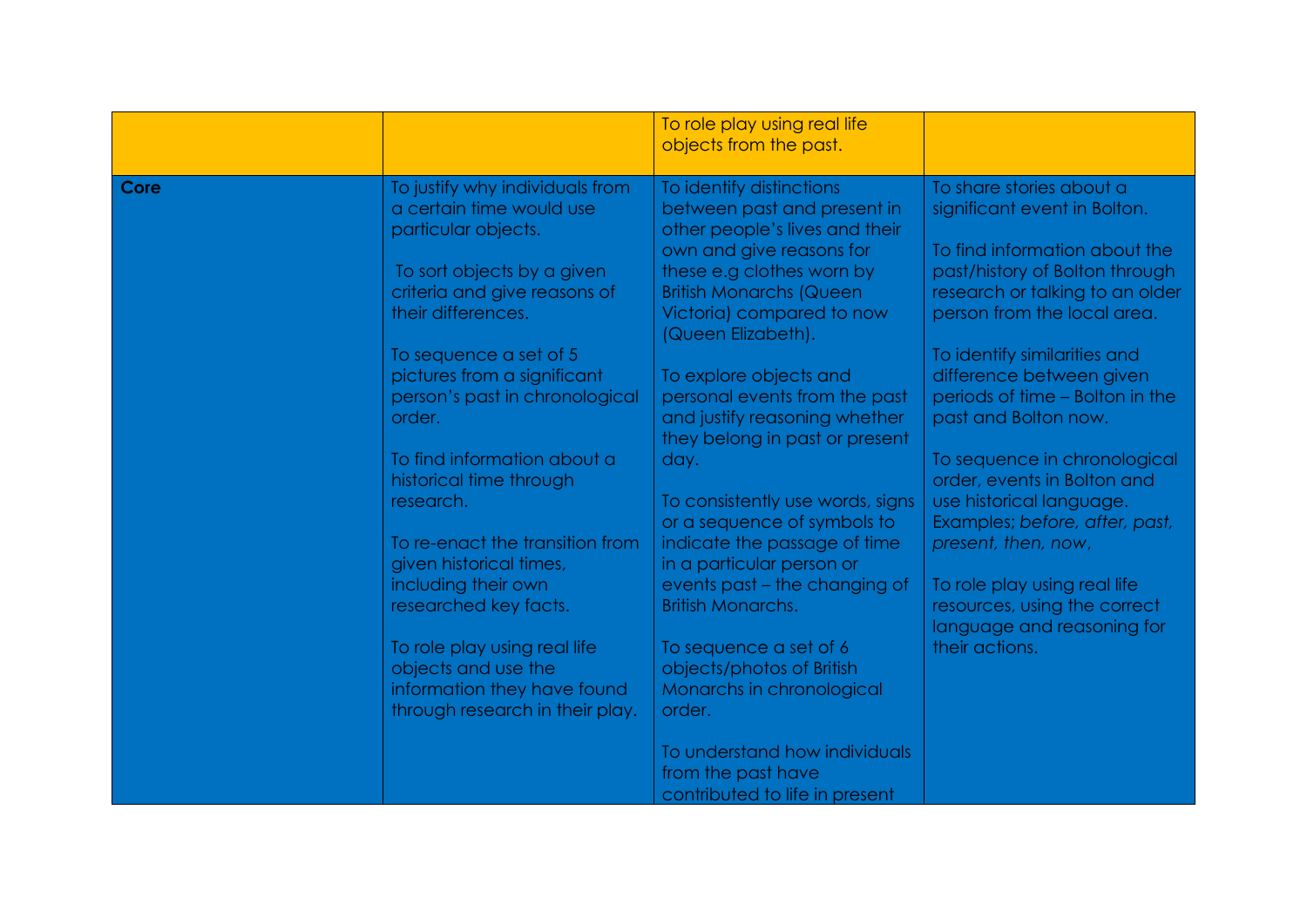|  |  |  |  |
|---|---|---|---|
|  |  | To role play using real life objects from the past. |  |
| **Core** | To justify why individuals from a certain time would use particular objects.<br><br>To sort objects by a given criteria and give reasons of their differences.<br><br>To sequence a set of 5 pictures from a significant person's past in chronological order.<br><br>To find information about a historical time through research.<br><br>To re-enact the transition from given historical times, including their own researched key facts.<br><br>To role play using real life objects and use the information they have found through research in their play. | To identify distinctions between past and present in other people's lives and their own and give reasons for these e.g clothes worn by British Monarchs (Queen Victoria) compared to now (Queen Elizabeth).<br><br>To explore objects and personal events from the past and justify reasoning whether they belong in past or present day.<br><br>To consistently use words, signs or a sequence of symbols to indicate the passage of time in a particular person or events past – the changing of British Monarchs.<br><br>To sequence a set of 6 objects/photos of British Monarchs in chronological order.<br><br>To understand how individuals from the past have contributed to life in present | To share stories about a significant event in Bolton.<br><br>To find information about the past/history of Bolton through research or talking to an older person from the local area.<br><br>To identify similarities and difference between given periods of time – Bolton in the past and Bolton now.<br><br>To sequence in chronological order, events in Bolton and use historical language. Examples; *before, after, past, present, then, now*,<br><br>To role play using real life resources, using the correct language and reasoning for their actions. |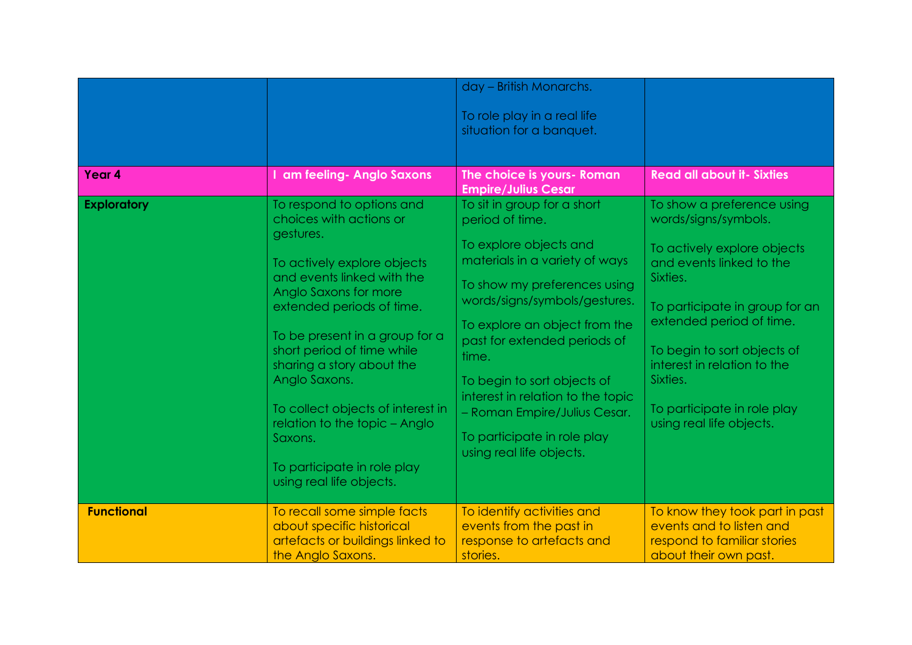|  |  | day – British Monarchs.<br><br>To role play in a real life situation for a banquet. |  |
|---|---|---|---|
| **Year 4** | **I am feeling- Anglo Saxons** | **The choice is yours- Roman Empire/Julius Cesar** | **Read all about it- Sixties** |
| **Exploratory** | To respond to options and choices with actions or gestures.<br><br>To actively explore objects and events linked with the Anglo Saxons for more extended periods of time.<br><br>To be present in a group for a short period of time while sharing a story about the Anglo Saxons.<br><br>To collect objects of interest in relation to the topic – Anglo Saxons.<br><br>To participate in role play using real life objects. | To sit in group for a short period of time.<br><br>To explore objects and materials in a variety of ways<br><br>To show my preferences using words/signs/symbols/gestures.<br><br>To explore an object from the past for extended periods of time.<br><br>To begin to sort objects of interest in relation to the topic – Roman Empire/Julius Cesar.<br><br>To participate in role play using real life objects. | To show a preference using words/signs/symbols.<br><br>To actively explore objects and events linked to the Sixties.<br><br>To participate in group for an extended period of time.<br><br>To begin to sort objects of interest in relation to the Sixties.<br><br>To participate in role play using real life objects. |
| **Functional** | To recall some simple facts about specific historical artefacts or buildings linked to the Anglo Saxons. | To identify activities and events from the past in response to artefacts and stories. | To know they took part in past events and to listen and respond to familiar stories about their own past. |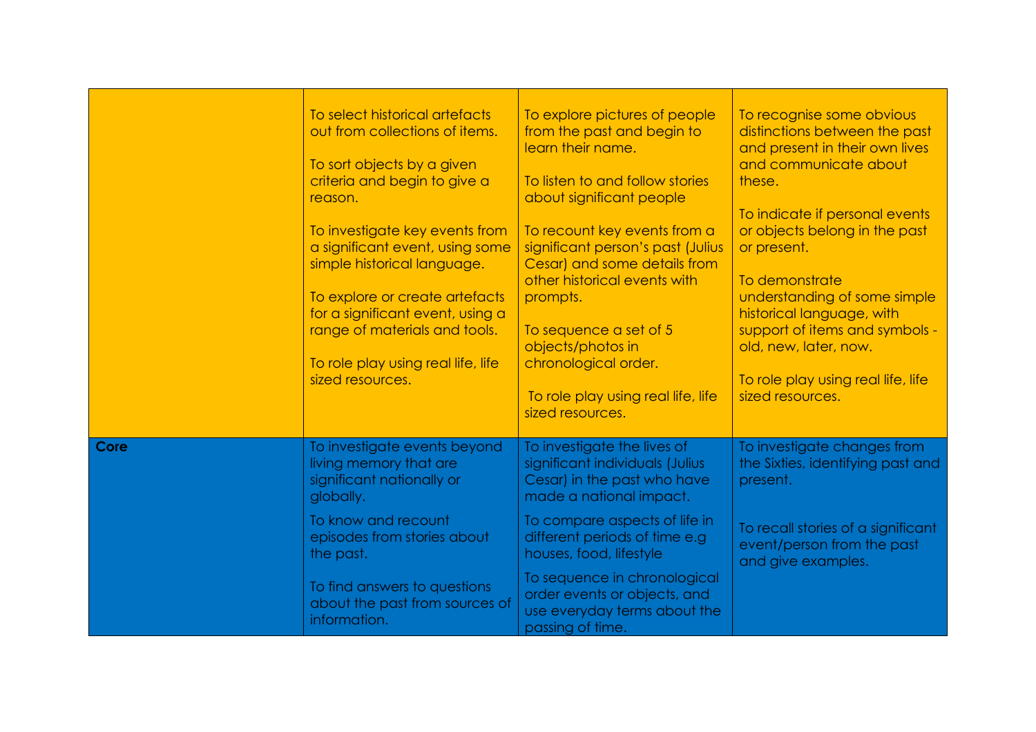| | | | |
|---|---|---|---|
| | To select historical artefacts out from collections of items.<br><br>To sort objects by a given criteria and begin to give a reason.<br><br>To investigate key events from a significant event, using some simple historical language.<br><br>To explore or create artefacts for a significant event, using a range of materials and tools.<br><br>To role play using real life, life sized resources. | To explore pictures of people from the past and begin to learn their name.<br><br>To listen to and follow stories about significant people<br><br>To recount key events from a significant person's past (Julius Cesar) and some details from other historical events with prompts.<br><br>To sequence a set of 5 objects/photos in chronological order.<br><br>To role play using real life, life sized resources. | To recognise some obvious distinctions between the past and present in their own lives and communicate about these.<br><br>To indicate if personal events or objects belong in the past or present.<br><br>To demonstrate understanding of some simple historical language, with support of items and symbols - old, new, later, now.<br><br>To role play using real life, life sized resources. |
| **Core** | To investigate events beyond living memory that are significant nationally or globally.<br><br>To know and recount episodes from stories about the past.<br><br>To find answers to questions about the past from sources of information. | To investigate the lives of significant individuals (Julius Cesar) in the past who have made a national impact.<br><br>To compare aspects of life in different periods of time e.g houses, food, lifestyle<br><br>To sequence in chronological order events or objects, and use everyday terms about the passing of time. | To investigate changes from the Sixties, identifying past and present.<br><br>To recall stories of a significant event/person from the past and give examples. |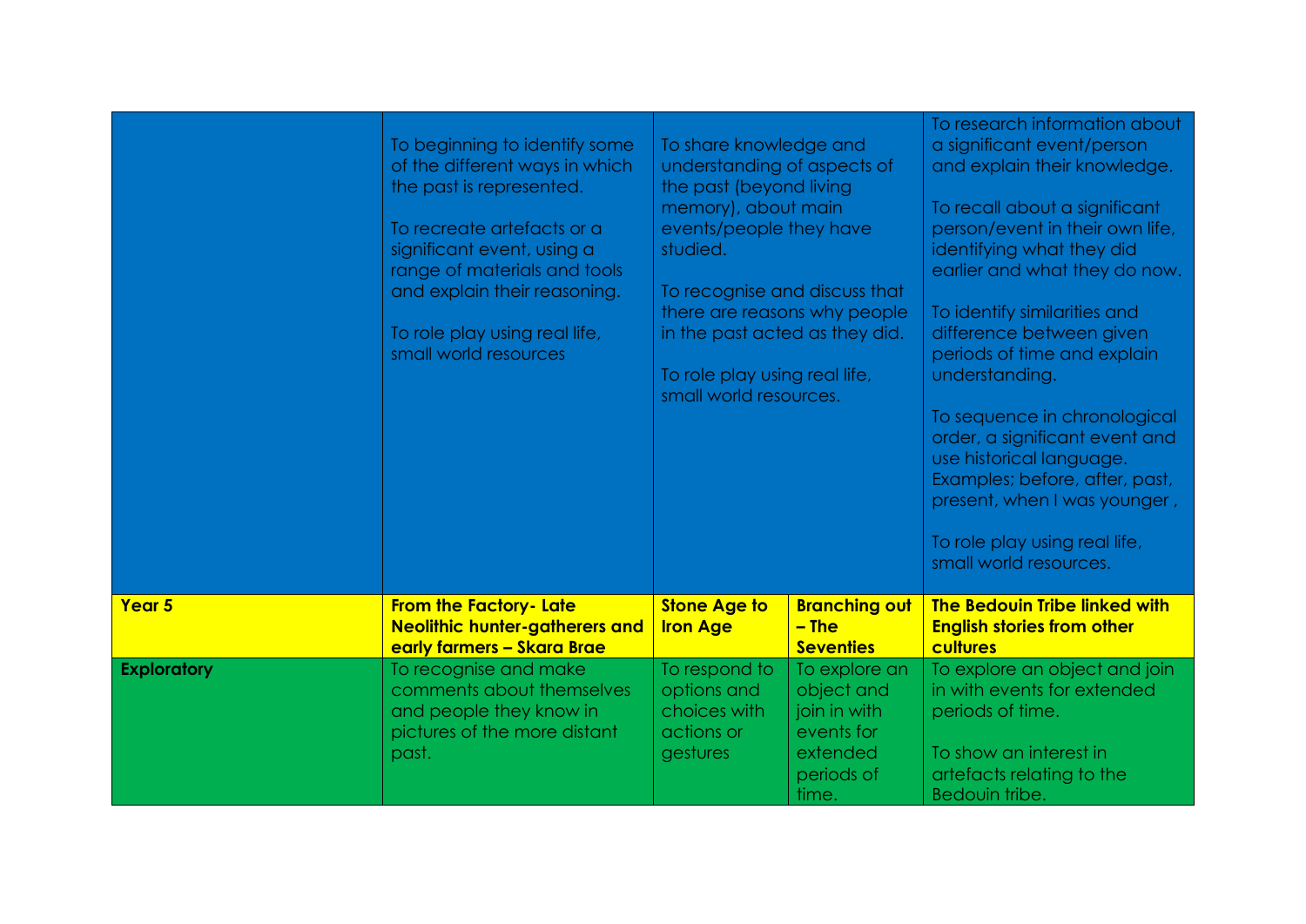| | | | | |
|---|---|---|---|---|
| | To beginning to identify some of the different ways in which the past is represented.<br><br>To recreate artefacts or a significant event, using a range of materials and tools and explain their reasoning.<br><br>To role play using real life, small world resources | To share knowledge and understanding of aspects of the past (beyond living memory), about main events/people they have studied.<br><br>To recognise and discuss that there are reasons why people in the past acted as they did.<br><br>To role play using real life, small world resources. | | To research information about a significant event/person and explain their knowledge.<br><br>To recall about a significant person/event in their own life, identifying what they did earlier and what they do now.<br><br>To identify similarities and difference between given periods of time and explain understanding.<br><br>To sequence in chronological order, a significant event and use historical language. Examples; before, after, past, present, when I was younger ,<br><br>To role play using real life, small world resources. |
| **Year 5** | **From the Factory- Late Neolithic hunter-gatherers and early farmers – Skara Brae** | **Stone Age to Iron Age** | **Branching out – The Seventies** | **The Bedouin Tribe linked with English stories from other cultures** |
| **Exploratory** | To recognise and make comments about themselves and people they know in pictures of the more distant past. | To respond to options and choices with actions or gestures | To explore an object and join in with events for extended periods of time. | To explore an object and join in with events for extended periods of time.<br><br>To show an interest in artefacts relating to the Bedouin tribe. |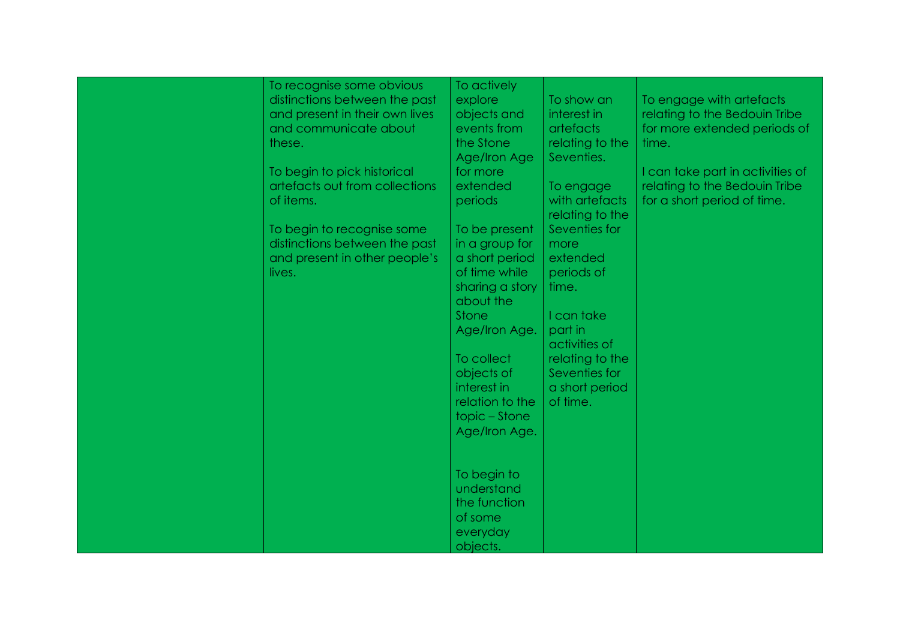|  |  |  |  |  |
|---|---|---|---|---|
|  | To recognise some obvious distinctions between the past and present in their own lives and communicate about these.<br><br>To begin to pick historical artefacts out from collections of items.<br><br>To begin to recognise some distinctions between the past and present in other people's lives. | To actively explore objects and events from the Stone Age/Iron Age for more extended periods<br><br>To be present in a group for a short period of time while sharing a story about the Stone Age/Iron Age.<br><br>To collect objects of interest in relation to the topic – Stone Age/Iron Age.<br><br>To begin to understand the function of some everyday objects. | To show an interest in artefacts relating to the Seventies.<br><br>To engage with artefacts relating to the Seventies for more extended periods of time.<br><br>I can take part in activities of relating to the Seventies for a short period of time. | To engage with artefacts relating to the Bedouin Tribe for more extended periods of time.<br><br>I can take part in activities of relating to the Bedouin Tribe for a short period of time. |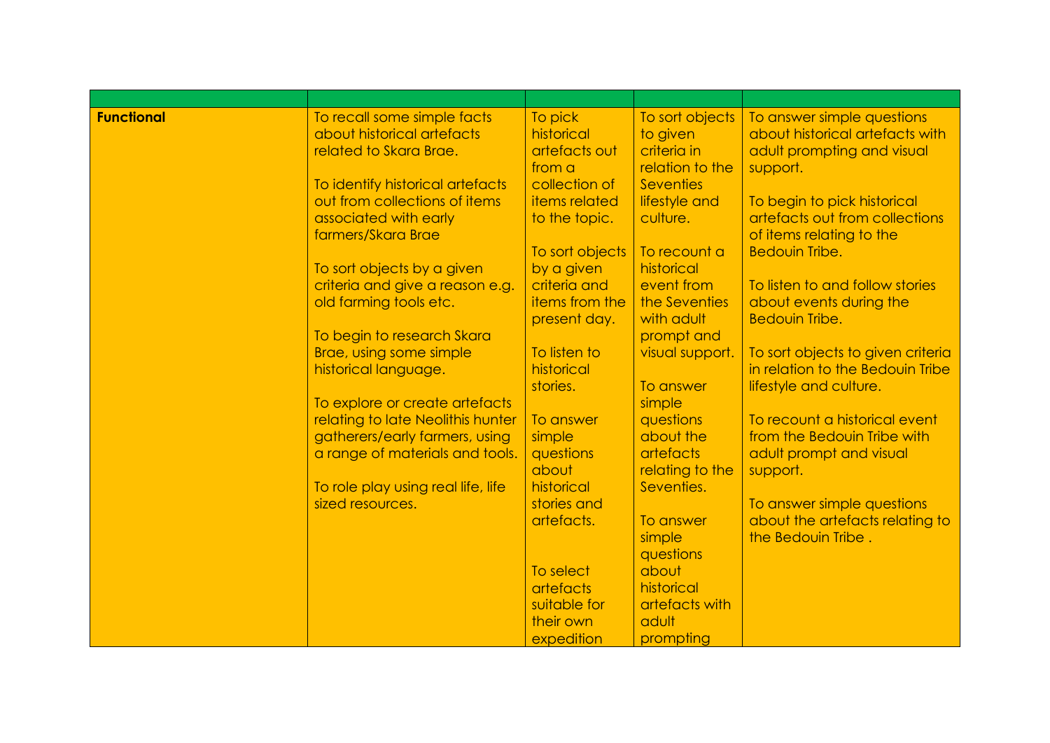| | | | | |
|---|---|---|---|---|
| **Functional** | To recall some simple facts about historical artefacts related to Skara Brae.<br><br>To identify historical artefacts out from collections of items associated with early farmers/Skara Brae<br><br>To sort objects by a given criteria and give a reason e.g. old farming tools etc.<br><br>To begin to research Skara Brae, using some simple historical language.<br><br>To explore or create artefacts relating to late Neolithis hunter gatherers/early farmers, using a range of materials and tools.<br><br>To role play using real life, life sized resources. | To pick historical artefacts out from a collection of items related to the topic.<br><br>To sort objects by a given criteria and items from the present day.<br><br>To listen to historical stories.<br><br>To answer simple questions about historical stories and artefacts.<br><br>To select artefacts suitable for their own expedition | To sort objects to given criteria in relation to the Seventies lifestyle and culture.<br><br>To recount a historical event from the Seventies with adult prompt and visual support.<br><br>To answer simple questions about the artefacts relating to the Seventies.<br><br>To answer simple questions about historical artefacts with adult prompting | To answer simple questions about historical artefacts with adult prompting and visual support.<br><br>To begin to pick historical artefacts out from collections of items relating to the Bedouin Tribe.<br><br>To listen to and follow stories about events during the Bedouin Tribe.<br><br>To sort objects to given criteria in relation to the Bedouin Tribe lifestyle and culture.<br><br>To recount a historical event from the Bedouin Tribe with adult prompt and visual support.<br><br>To answer simple questions about the artefacts relating to the Bedouin Tribe . |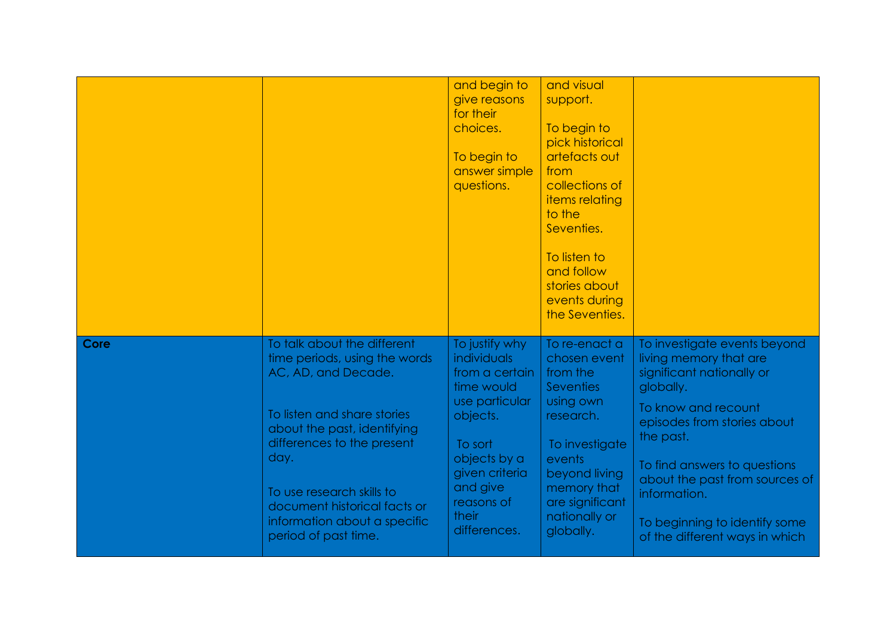|  |  |  |  |  |
|---|---|---|---|---|
|  |  | and begin to give reasons for their choices.<br><br>To begin to answer simple questions. | and visual support.<br><br>To begin to pick historical artefacts out from collections of items relating to the Seventies.<br><br>To listen to and follow stories about events during the Seventies. |  |
| **Core** | To talk about the different time periods, using the words AC, AD, and Decade.<br><br>To listen and share stories about the past, identifying differences to the present day.<br><br>To use research skills to document historical facts or information about a specific period of past time. | To justify why individuals from a certain time would use particular objects.<br><br>To sort objects by a given criteria and give reasons of their differences. | To re-enact a chosen event from the Seventies using own research.<br><br>To investigate events beyond living memory that are significant nationally or globally. | To investigate events beyond living memory that are significant nationally or globally.<br><br>To know and recount episodes from stories about the past.<br><br>To find answers to questions about the past from sources of information.<br><br>To beginning to identify some of the different ways in which |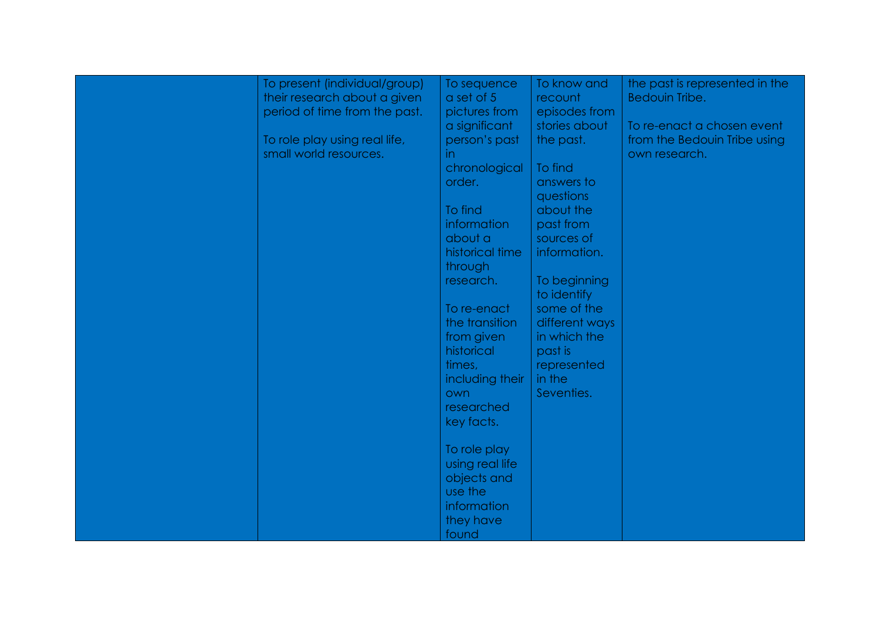|  | To present (individual/group) their research about a given period of time from the past.<br><br>To role play using real life, small world resources. | To sequence a set of 5 pictures from a significant person's past in chronological order.<br><br>To find information about a historical time through research.<br><br>To re-enact the transition from given historical times, including their own researched key facts.<br><br>To role play using real life objects and use the information they have found | To know and recount episodes from stories about the past.<br><br>To find answers to questions about the past from sources of information.<br><br>To beginning to identify some of the different ways in which the past is represented in the Seventies. | the past is represented in the Bedouin Tribe.<br><br>To re-enact a chosen event from the Bedouin Tribe using own research. |
|---|---|---|---|---|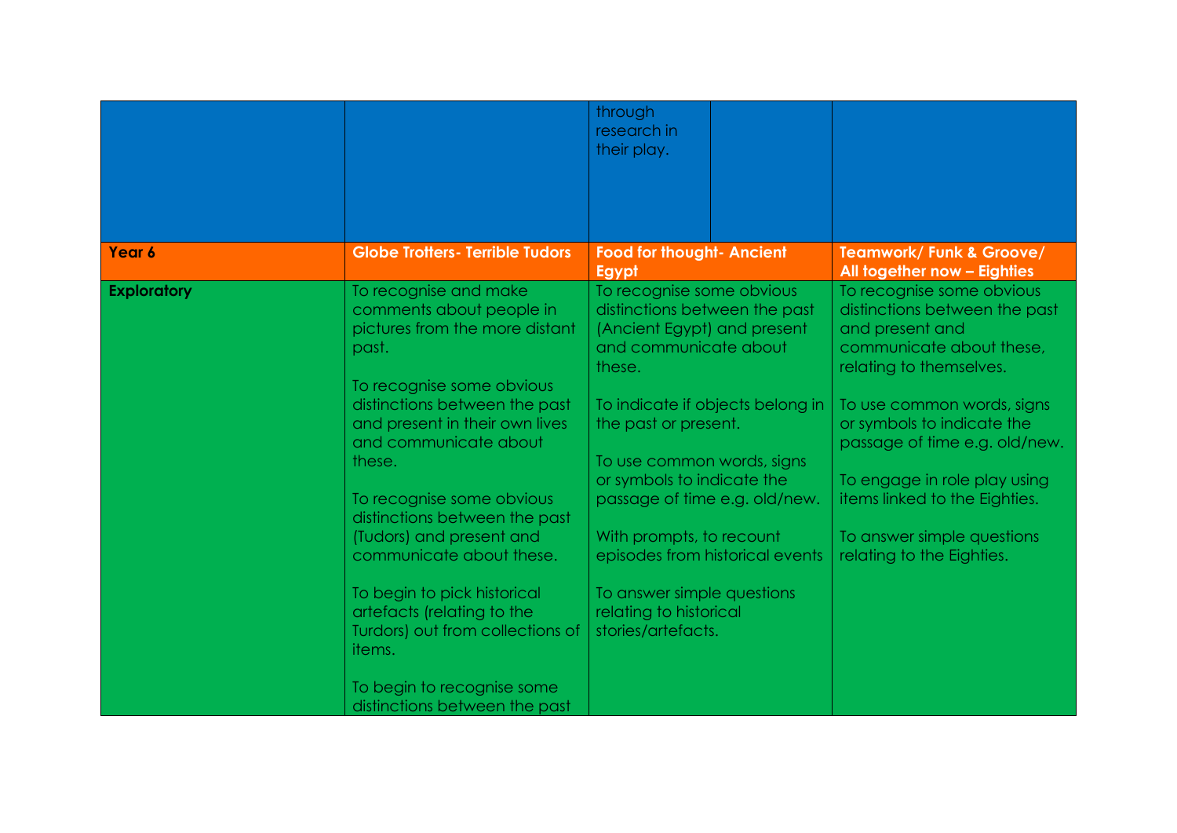| | | | | |
|---|---|---|---|---|
| | | through research in their play. | | |
| **Year 6** | **Globe Trotters- Terrible Tudors** | **Food for thought- Ancient Egypt** | | **Teamwork/ Funk & Groove/ All together now – Eighties** |
| **Exploratory** | To recognise and make comments about people in pictures from the more distant past.<br><br>To recognise some obvious distinctions between the past and present in their own lives and communicate about these.<br><br>To recognise some obvious distinctions between the past (Tudors) and present and communicate about these.<br><br>To begin to pick historical artefacts (relating to the Turdors) out from collections of items.<br><br>To begin to recognise some distinctions between the past | To recognise some obvious distinctions between the past (Ancient Egypt) and present and communicate about these.<br><br>To indicate if objects belong in the past or present.<br><br>To use common words, signs or symbols to indicate the passage of time e.g. old/new.<br><br>With prompts, to recount episodes from historical events<br><br>To answer simple questions relating to historical stories/artefacts. | | To recognise some obvious distinctions between the past and present and communicate about these, relating to themselves.<br><br>To use common words, signs or symbols to indicate the passage of time e.g. old/new.<br><br>To engage in role play using items linked to the Eighties.<br><br>To answer simple questions relating to the Eighties. |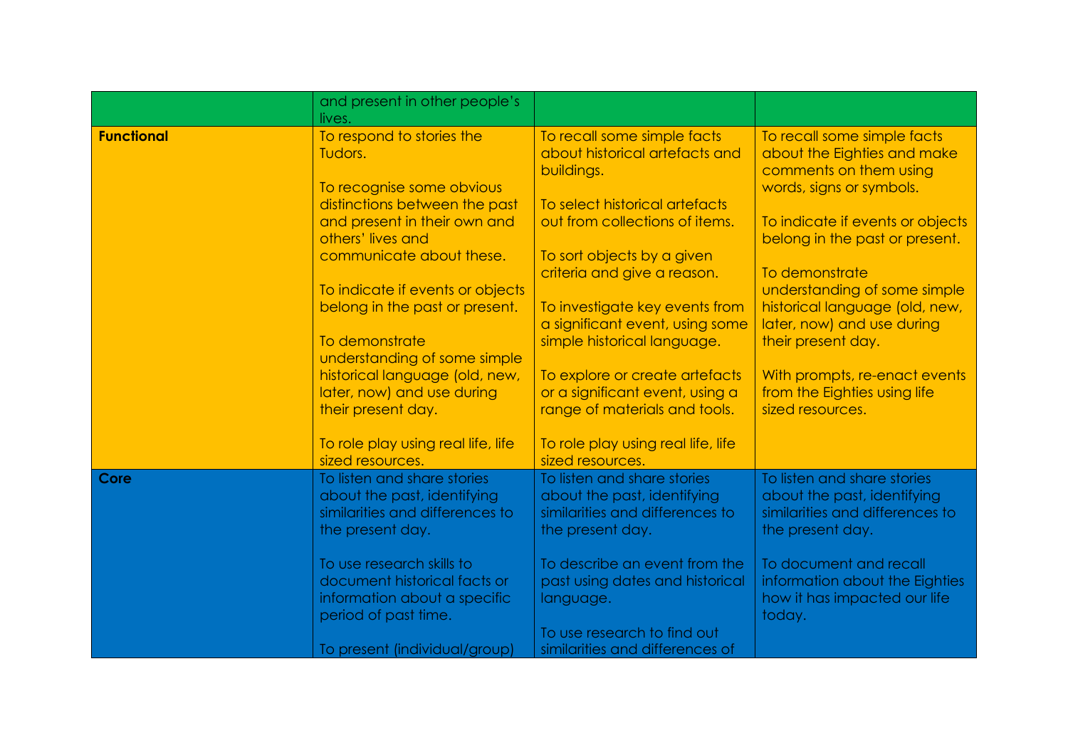| | | | |
|---|---|---|---|
| | and present in other people's lives. | | |
| **Functional** | To respond to stories the Tudors.<br><br>To recognise some obvious distinctions between the past and present in their own and others' lives and communicate about these.<br><br>To indicate if events or objects belong in the past or present.<br><br>To demonstrate understanding of some simple historical language (old, new, later, now) and use during their present day.<br><br>To role play using real life, life sized resources. | To recall some simple facts about historical artefacts and buildings.<br><br>To select historical artefacts out from collections of items.<br><br>To sort objects by a given criteria and give a reason.<br><br>To investigate key events from a significant event, using some simple historical language.<br><br>To explore or create artefacts or a significant event, using a range of materials and tools.<br><br>To role play using real life, life sized resources. | To recall some simple facts about the Eighties and make comments on them using words, signs or symbols.<br><br>To indicate if events or objects belong in the past or present.<br><br>To demonstrate understanding of some simple historical language (old, new, later, now) and use during their present day.<br><br>With prompts, re-enact events from the Eighties using life sized resources. |
| **Core** | To listen and share stories about the past, identifying similarities and differences to the present day.<br><br>To use research skills to document historical facts or information about a specific period of past time.<br><br>To present (individual/group) | To listen and share stories about the past, identifying similarities and differences to the present day.<br><br>To describe an event from the past using dates and historical language.<br><br>To use research to find out similarities and differences of | To listen and share stories about the past, identifying similarities and differences to the present day.<br><br>To document and recall information about the Eighties how it has impacted our life today. |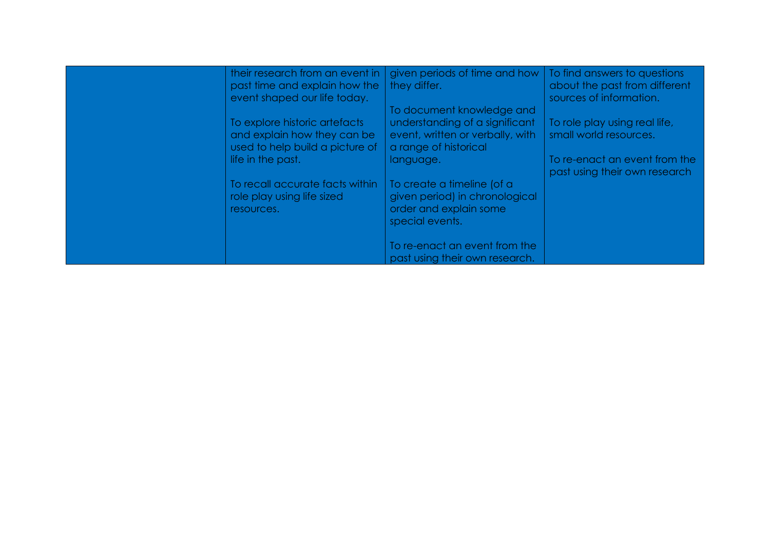| | | | |
|---|---|---|---|
| | their research from an event in past time and explain how the event shaped our life today.<br><br>To explore historic artefacts and explain how they can be used to help build a picture of life in the past.<br><br>To recall accurate facts within role play using life sized resources. | given periods of time and how they differ.<br><br>To document knowledge and understanding of a significant event, written or verbally, with a range of historical language.<br><br>To create a timeline (of a given period) in chronological order and explain some special events.<br><br>To re-enact an event from the past using their own research. | To find answers to questions about the past from different sources of information.<br><br>To role play using real life, small world resources.<br><br>To re-enact an event from the past using their own research |